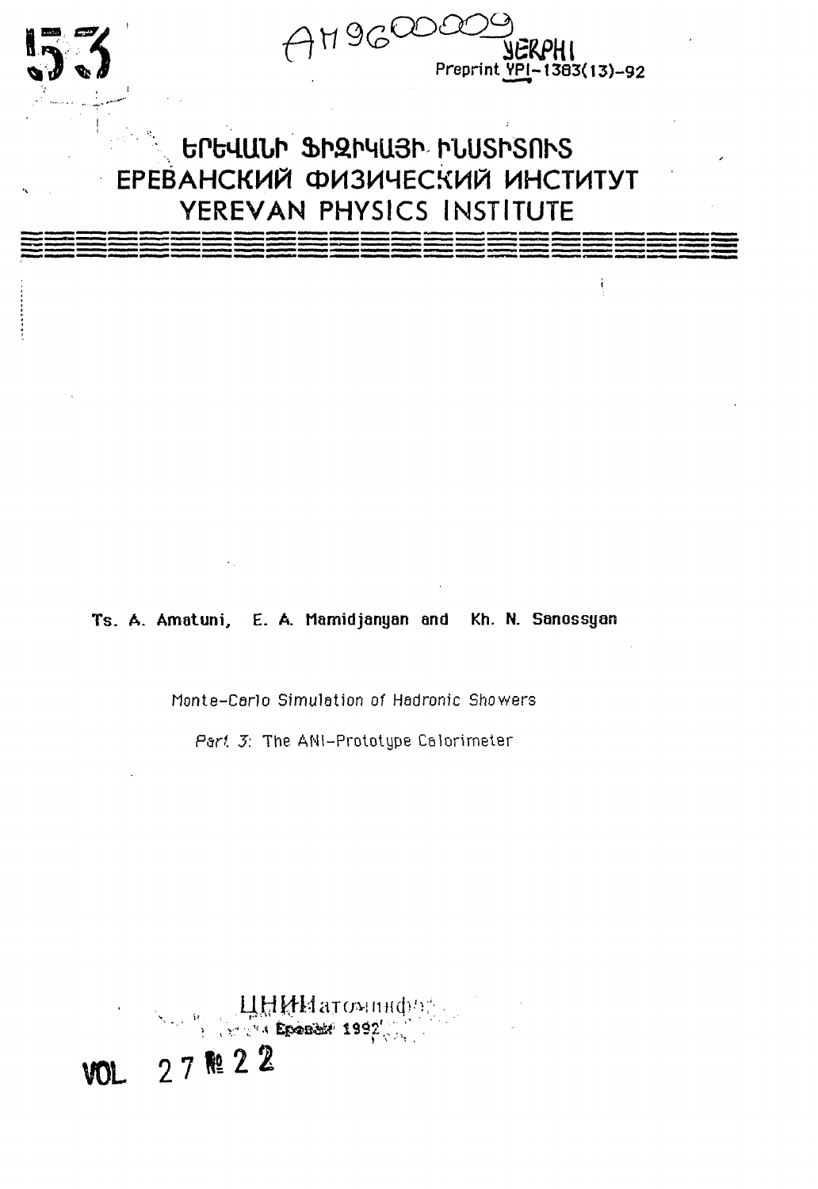AM9600009

YERPHI

Preprint YPI-1383(13)-92

# ԵՐԵՎԱՆԻ ՖԻԶԻԿԱՅԻ ԻՆՍՏԻՏՈՒՏ
# ЕРЕВАНСКИЙ ФИЗИЧЕСКИЙ ИНСТИТУТ
# YEREVAN PHYSICS INSTITUTE

**Ts. A. Amatuni, E. A. Mamidjanyan and Kh. N. Sanossyan**

Monte-Carlo Simulation of Hadronic Showers

*Part 3:* The ANI-Prototype Calorimeter

ЦНИИатоминформ

Ереван 1992

VOL 27 № 22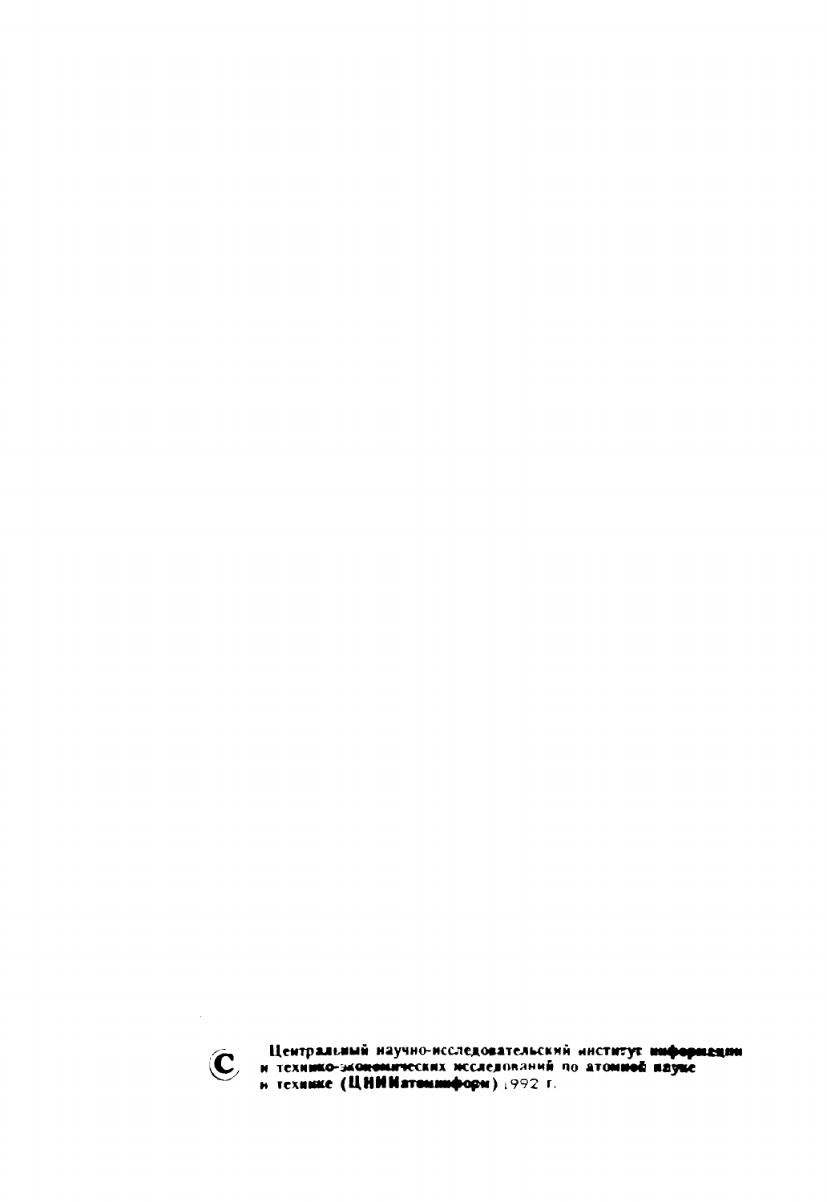© Центральный научно-исследовательский институт информации и технико-экономических исследований по атомной науке и технике (ЦНИИатоминформ) 1992 г.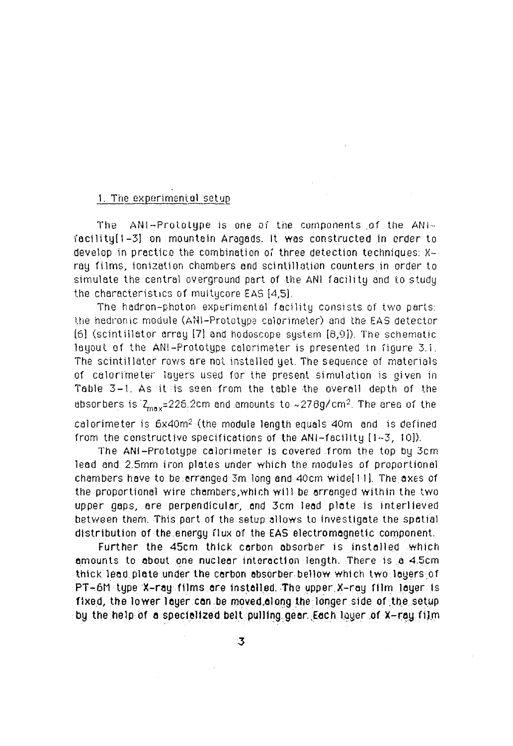## 1. The experimental setup

The ANI-Prototype is one of the components of the ANI-facility[1-3] on mountain Aragads. It was constructed in order to develop in practice the combination of three detection techniques: X-ray films, ionization chambers and scintillation counters in order to simulate the central overground part of the ANI facility and to study the characteristics of multycore EAS [4,5].

The hadron-photon experimental facility consists of two parts: the hadronic module (ANI-Prototype calorimeter) and the EAS detector [6] (scintillator array [7] and hodoscope system [8,9]). The schematic layout of the ANI-Prototype calorimeter is presented in figure 3.1. The scintillator rows are not installed yet. The sequence of materials of calorimeter layers used for the present simulation is given in Table 3-1. As it is seen from the table the overall depth of the absorbers is $Z_{max}$=226.2cm and amounts to ~278g/cm$^2$. The area of the calorimeter is 6x40m$^2$ (the module length equals 40m and is defined from the constructive specifications of the ANI-facility [1-3, 10]).

The ANI-Prototype calorimeter is covered from the top by 3cm lead and 2.5mm iron plates under which the modules of proportional chambers have to be arranged 3m long and 40cm wide[11]. The axes of the proportional wire chambers, which will be arranged within the two upper gaps, are perpendicular, and 3cm lead plate is interlieved between them. This part of the setup allows to investigate the spatial distribution of the energy flux of the EAS electromagnetic component.

Further the 45cm thick carbon absorber is installed which amounts to about one nuclear interaction length. There is a 4.5cm thick lead plate under the carbon absorber bellow which two layers of PT-6M type X-ray films are installed. The upper X-ray film layer is fixed, the lower layer can be moved along the longer side of the setup by the help of a specialized belt pulling gear. Each layer of X-ray film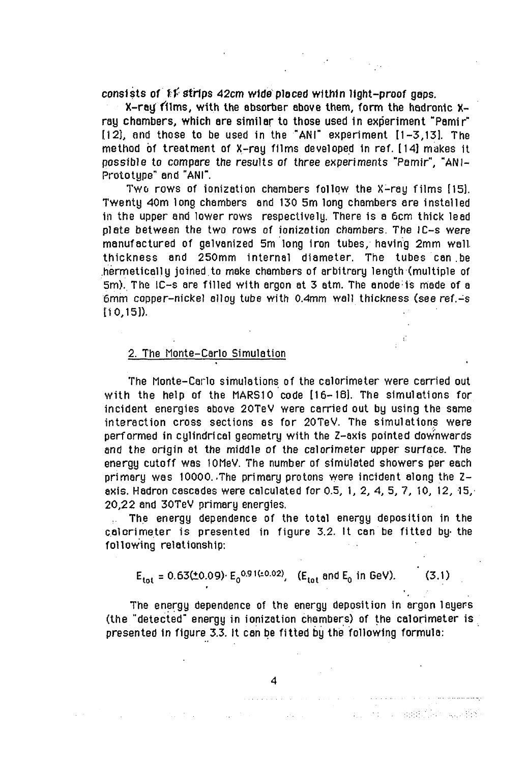consists of 11 strips 42cm wide placed within light-proof gaps.

X-ray films, with the absorber above them, form the hadronic X-ray chambers, which are similar to those used in experiment "Pamir" [12], and those to be used in the "ANI" experiment [1-3,13]. The method of treatment of X-ray films developed in ref. [14] makes it possible to compare the results of three experiments "Pamir", "ANI-Prototype" and "ANI".

Two rows of ionization chambers follow the X-ray films [15]. Twenty 40m long chambers and 130 5m long chambers are installed in the upper and lower rows respectively. There is a 6cm thick lead plate between the two rows of ionization chambers. The IC-s were manufactured of galvanized 5m long iron tubes, having 2mm wall thickness and 250mm internal diameter. The tubes can be hermetically joined to make chambers of arbitrary length (multiple of 5m). The IC-s are filled with argon at 3 atm. The anode is made of a 6mm copper-nickel alloy tube with 0.4mm wall thickness (see ref.-s [10,15]).

## 2. The Monte-Carlo Simulation

The Monte-Carlo simulations of the calorimeter were carried out with the help of the MARS10 code [16-18]. The simulations for incident energies above 20TeV were carried out by using the same interaction cross sections as for 20TeV. The simulations were performed in cylindrical geometry with the Z-axis pointed downwards and the origin at the middle of the calorimeter upper surface. The energy cutoff was 10MeV. The number of simulated showers per each primary was 10000. The primary protons were incident along the Z-axis. Hadron cascades were calculated for 0.5, 1, 2, 4, 5, 7, 10, 12, 15, 20,22 and 30TeV primary energies.

The energy dependence of the total energy deposition in the calorimeter is presented in figure 3.2. It can be fitted by the following relationship:

$$E_{tot} = 0.63(\pm 0.09) \cdot E_0^{0.91(\pm 0.02)}, \quad (E_{tot} \text{ and } E_0 \text{ in GeV}). \qquad (3.1)$$

The energy dependence of the energy deposition in argon layers (the "detected" energy in ionization chambers) of the calorimeter is presented in figure 3.3. It can be fitted by the following formula: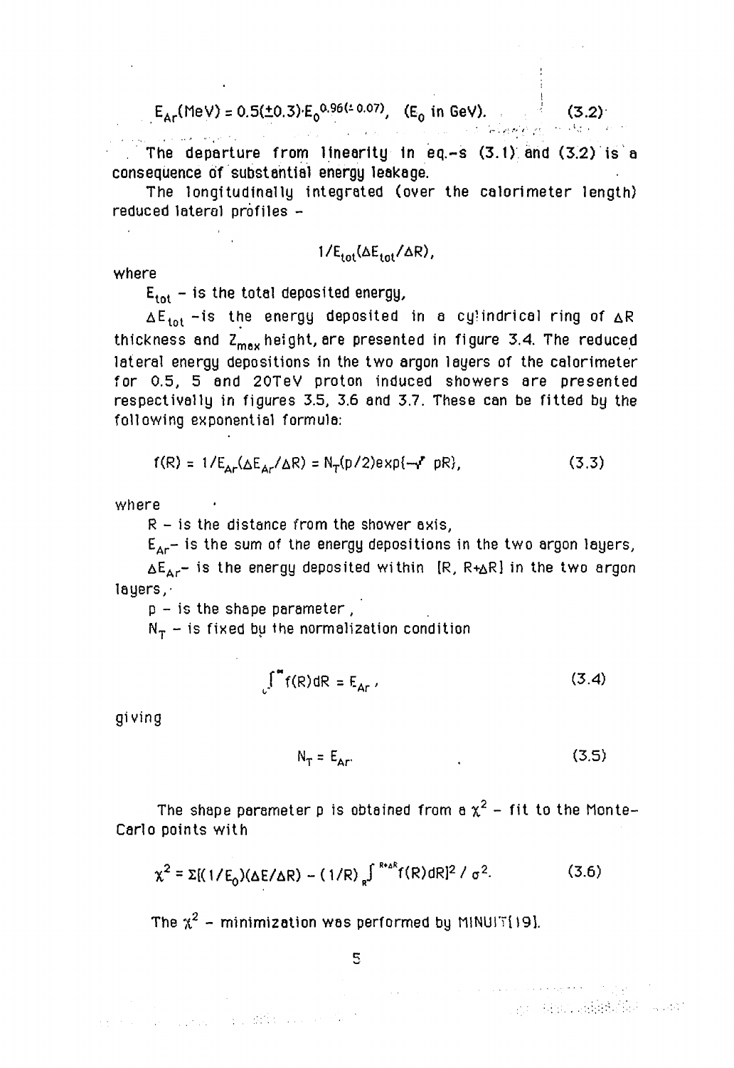$$E_{Ar}(\text{MeV}) = 0.5(\pm 0.3) \cdot E_0^{0.96(\pm 0.07)}, \quad (E_0 \text{ in GeV}). \tag{3.2}$$

The departure from linearity in eq.-s (3.1) and (3.2) is a consequence of substantial energy leakage.

The longitudinally integrated (over the calorimeter length) reduced lateral profiles –

$$1/E_{tot}(\Delta E_{tot}/\Delta R),$$

where

$E_{tot}$ – is the total deposited energy,

$\Delta E_{tot}$ – is the energy deposited in a cylindrical ring of $\Delta R$ thickness and $Z_{max}$ height, are presented in figure 3.4. The reduced lateral energy depositions in the two argon layers of the calorimeter for 0.5, 5 and 20TeV proton induced showers are presented respectively in figures 3.5, 3.6 and 3.7. These can be fitted by the following exponential formula:

$$f(R) = 1/E_{Ar}(\Delta E_{Ar}/\Delta R) = N_T(p/2)\exp\{-\sqrt{pR}\}, \tag{3.3}$$

where

$R$ – is the distance from the shower axis,

$E_{Ar}$ – is the sum of the energy depositions in the two argon layers,

$\Delta E_{Ar}$ – is the energy deposited within $[R, R+\Delta R]$ in the two argon layers,

$p$ – is the shape parameter,

$N_T$ – is fixed by the normalization condition

$$\int_0^\infty f(R)dR = E_{Ar}, \tag{3.4}$$

giving

$$N_T = E_{Ar}. \tag{3.5}$$

The shape parameter p is obtained from a $\chi^2$ – fit to the Monte-Carlo points with

$$\chi^2 = \Sigma[(1/E_0)(\Delta E/\Delta R) - (1/R)\int_R^{R+\Delta R} f(R)dR]^2 / \sigma^2. \tag{3.6}$$

The $\chi^2$ – minimization was performed by MINUIT[19].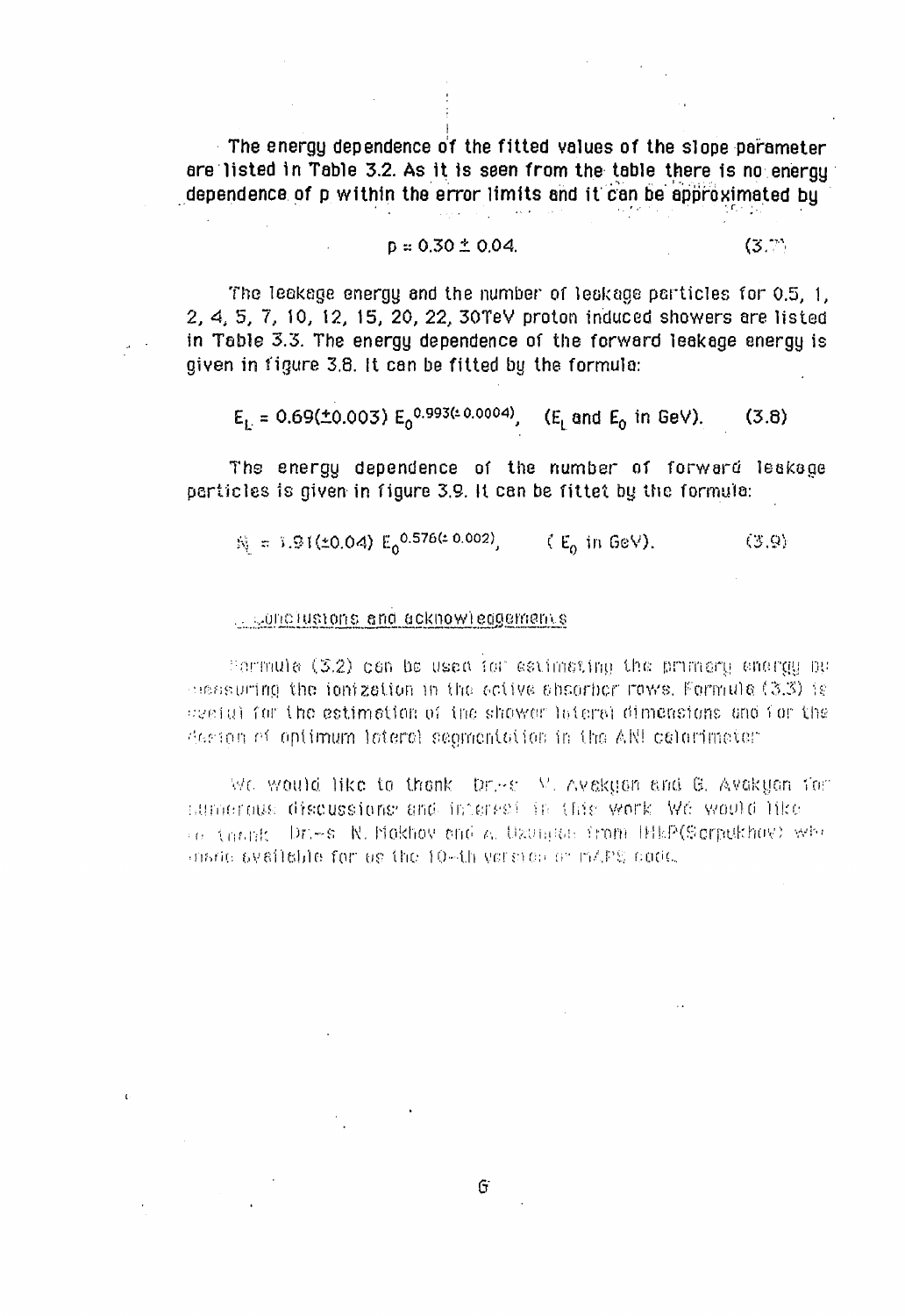The energy dependence of the fitted values of the slope parameter are listed in Table 3.2. As it is seen from the table there is no energy dependence of p within the error limits and it can be approximated by

$$p = 0.30 \pm 0.04. \qquad (3.7)$$

The leakage energy and the number of leakage particles for 0.5, 1, 2, 4, 5, 7, 10, 12, 15, 20, 22, 30TeV proton induced showers are listed in Table 3.3. The energy dependence of the forward leakage energy is given in figure 3.8. It can be fitted by the formula:

$$E_L = 0.69(\pm 0.003)\, E_0^{0.993(\pm 0.0004)}, \quad (E_L \text{ and } E_0 \text{ in GeV}). \qquad (3.8)$$

The energy dependence of the number of forward leakage particles is given in figure 3.9. It can be fittet by the formula:

$$N_L = 1.91(\pm 0.04)\, E_0^{0.576(\pm 0.002)}, \quad (E_0 \text{ in GeV}). \qquad (3.9)$$

## Conclusions and acknowledgements

Formula (3.2) can be used for estimating the primary energy by measuring the ionization in the active absorber rows. Formula (3.3) is useful for the estimation of the shower lateral dimensions and for the design of optimum lateral segmentation in the ANI calorimeter.

We would like to thank Dr.-s V. Avakyan and G. Avakyan for numerous discussions and interest in this work. We would like to thank Dr.-s N. Mokhov and A. Uzunian from IHEP(Serpukhov) who made available for us the 10-th version of MARS code.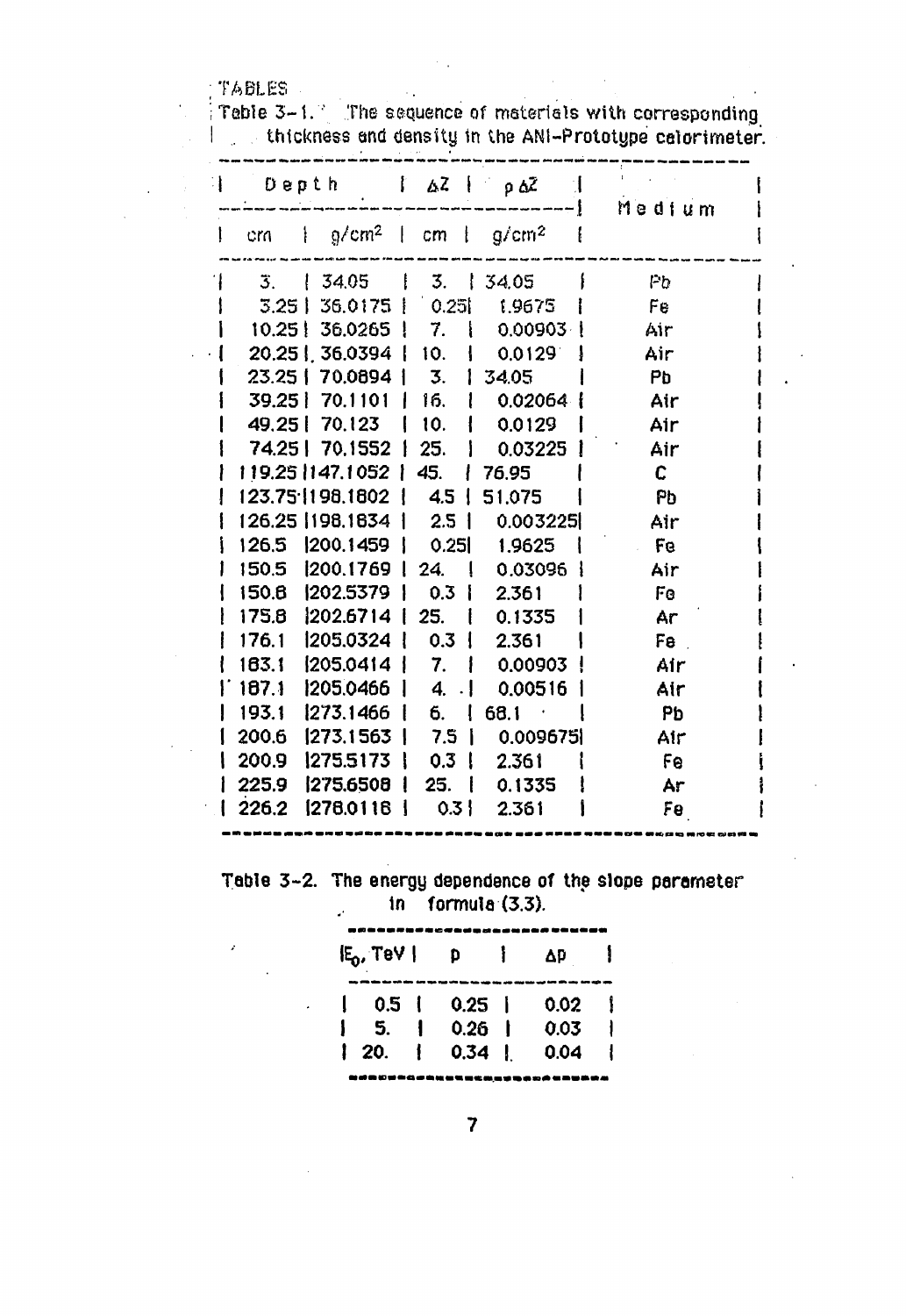TABLES

Table 3-1. The sequence of materials with corresponding thickness and density in the ANI-Prototype calorimeter.

| Depth, cm | Depth, g/cm$^2$ | $\Delta Z$, cm | $\rho\Delta Z$, g/cm$^2$ | Medium |
|---|---|---|---|---|
| 3. | 34.05 | 3. | 34.05 | Pb |
| 3.25 | 36.0175 | 0.25 | 1.9675 | Fe |
| 10.25 | 36.0265 | 7. | 0.00903 | Air |
| 20.25 | 36.0394 | 10. | 0.0129 | Air |
| 23.25 | 70.0894 | 3. | 34.05 | Pb |
| 39.25 | 70.1101 | 16. | 0.02064 | Air |
| 49.25 | 70.123 | 10. | 0.0129 | Air |
| 74.25 | 70.1552 | 25. | 0.03225 | Air |
| 119.25 | 147.1052 | 45. | 76.95 | C |
| 123.75 | 198.1802 | 4.5 | 51.075 | Pb |
| 126.25 | 198.1834 | 2.5 | 0.003225 | Air |
| 126.5 | 200.1459 | 0.25 | 1.9625 | Fe |
| 150.5 | 200.1769 | 24. | 0.03096 | Air |
| 150.8 | 202.5379 | 0.3 | 2.361 | Fe |
| 175.8 | 202.6714 | 25. | 0.1335 | Ar |
| 176.1 | 205.0324 | 0.3 | 2.361 | Fe |
| 183.1 | 205.0414 | 7. | 0.00903 | Air |
| 187.1 | 205.0466 | 4. | 0.00516 | Air |
| 193.1 | 273.1466 | 6. | 68.1 | Pb |
| 200.6 | 273.1563 | 7.5 | 0.009675 | Air |
| 200.9 | 275.5173 | 0.3 | 2.361 | Fe |
| 225.9 | 275.6508 | 25. | 0.1335 | Ar |
| 226.2 | 278.0118 | 0.3 | 2.361 | Fe |

Table 3-2. The energy dependence of the slope parameter in formula (3.3).

| $E_0$, TeV | p | $\Delta p$ |
|---|---|---|
| 0.5 | 0.25 | 0.02 |
| 5. | 0.26 | 0.03 |
| 20. | 0.34 | 0.04 |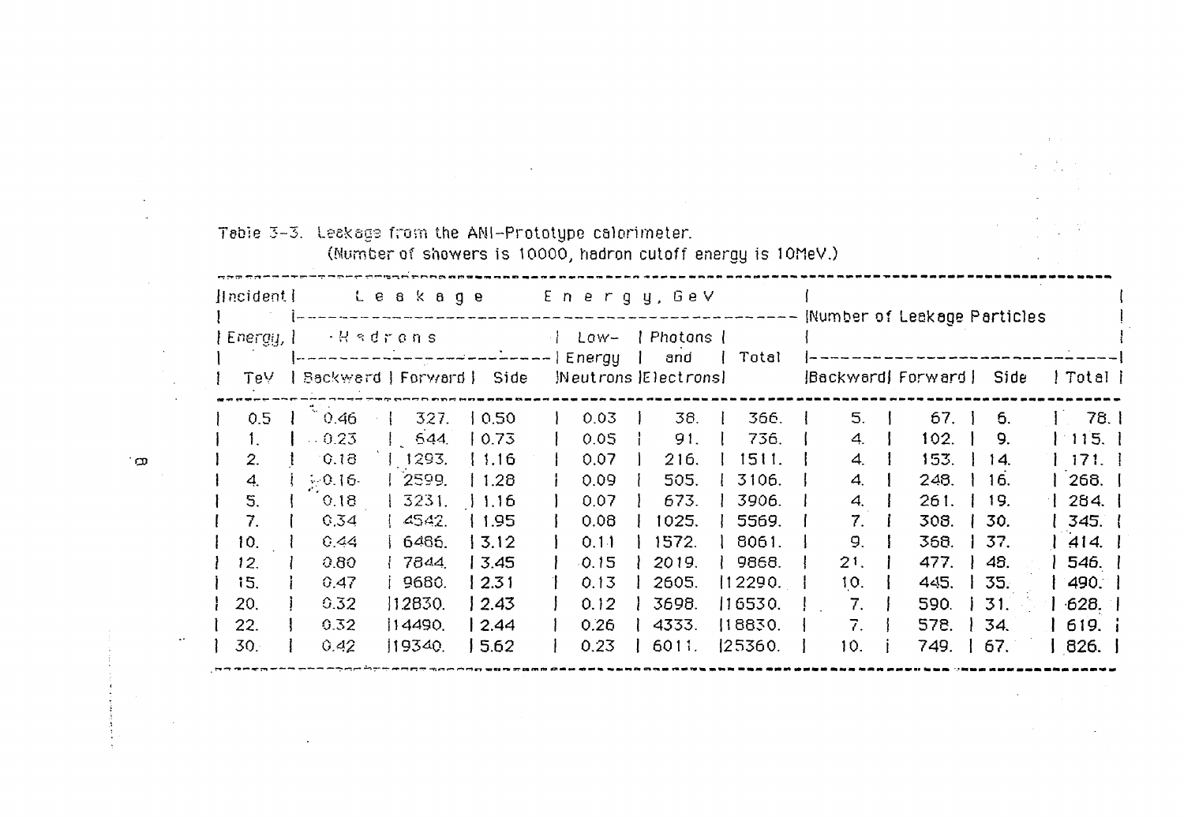Table 3-3. Leakage from the ANI-Prototype calorimeter.
(Number of showers is 10000, hadron cutoff energy is 10MeV.)

| Incident Energy, TeV | Leakage Energy, GeV | | | | | | Number of Leakage Particles | | | |
|---|---|---|---|---|---|---|---|---|---|---|
| | Hadrons | | | Low-Energy Neutrons | Photons and Electrons | Total | | | | |
| | Backward | Forward | Side | | | | Backward | Forward | Side | Total |
| 0.5 | 0.46 | 327. | 0.50 | 0.03 | 38. | 366. | 5. | 67. | 6. | 78. |
| 1. | 0.23 | 644. | 0.73 | 0.05 | 91. | 736. | 4. | 102. | 9. | 115. |
| 2. | 0.18 | 1293. | 1.16 | 0.07 | 216. | 1511. | 4. | 153. | 14. | 171. |
| 4. | 0.16 | 2599. | 1.28 | 0.09 | 505. | 3106. | 4. | 248. | 16. | 268. |
| 5. | 0.18 | 3231. | 1.16 | 0.07 | 673. | 3906. | 4. | 261. | 19. | 284. |
| 7. | 0.34 | 4542. | 1.95 | 0.08 | 1025. | 5569. | 7. | 308. | 30. | 345. |
| 10. | 0.44 | 6486. | 3.12 | 0.11 | 1572. | 8061. | 9. | 368. | 37. | 414. |
| 12. | 0.80 | 7844. | 3.45 | 0.15 | 2019. | 9868. | 21. | 477. | 48. | 546. |
| 15. | 0.47 | 9680. | 2.31 | 0.13 | 2605. | 12290. | 10. | 445. | 35. | 490. |
| 20. | 0.32 | 12830. | 2.43 | 0.12 | 3698. | 16530. | 7. | 590. | 31. | 628. |
| 22. | 0.32 | 14490. | 2.44 | 0.26 | 4333. | 18830. | 7. | 578. | 34. | 619. |
| 30. | 0.42 | 19340. | 5.62 | 0.23 | 6011. | 25360. | 10. | 749. | 67. | 826. |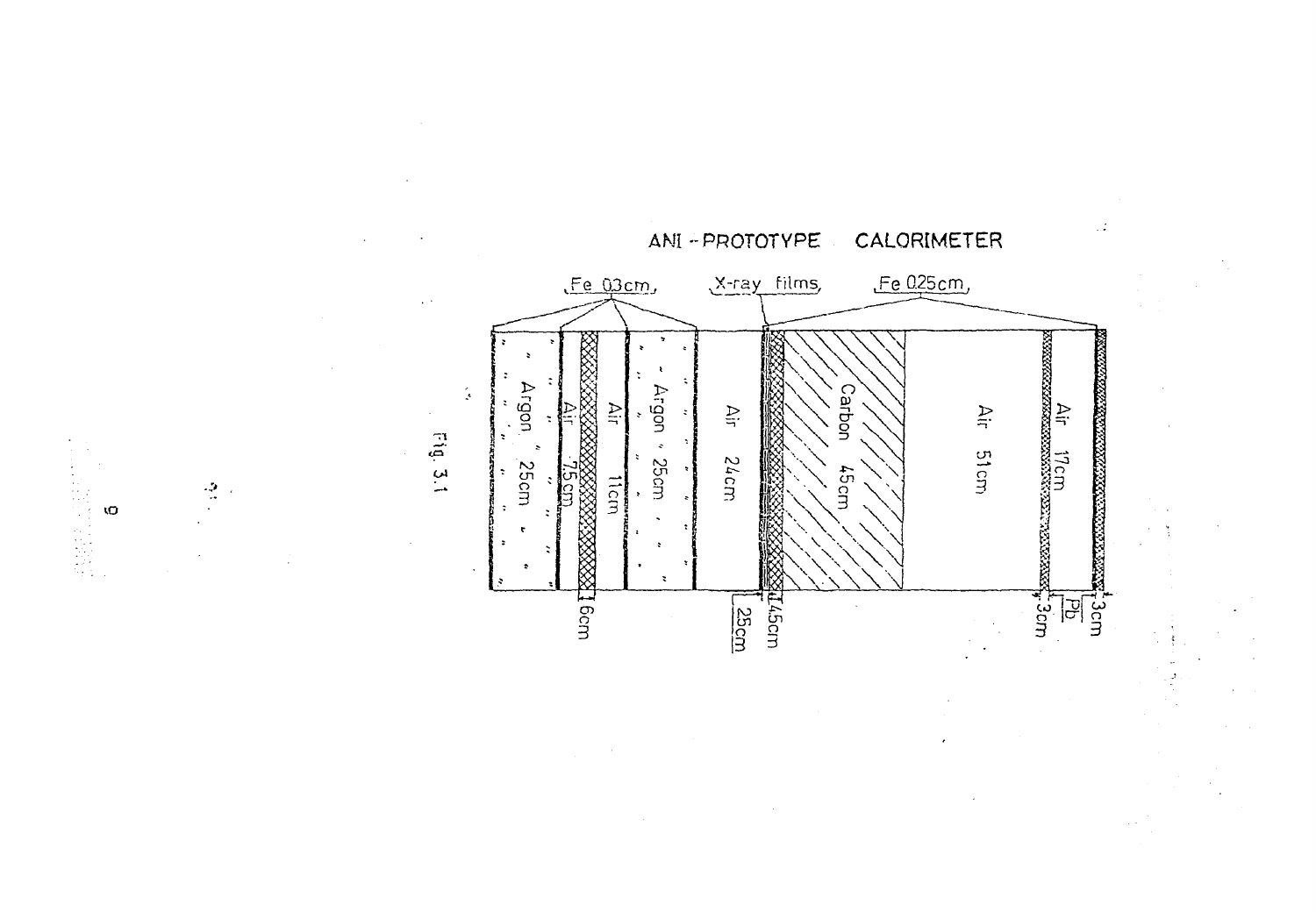ANI - PROTOTYPE CALORIMETER

Fe 0.3cm

X-ray films

Fe 0.25cm

Argon 25cm

Air 7.5cm

Air 11cm

Argon 25cm

Air 24cm

Carbon 45cm

Air 51cm

Air 17cm

1.6cm

2.5cm

4.5cm

3cm

Pb

3cm

Fig. 3.1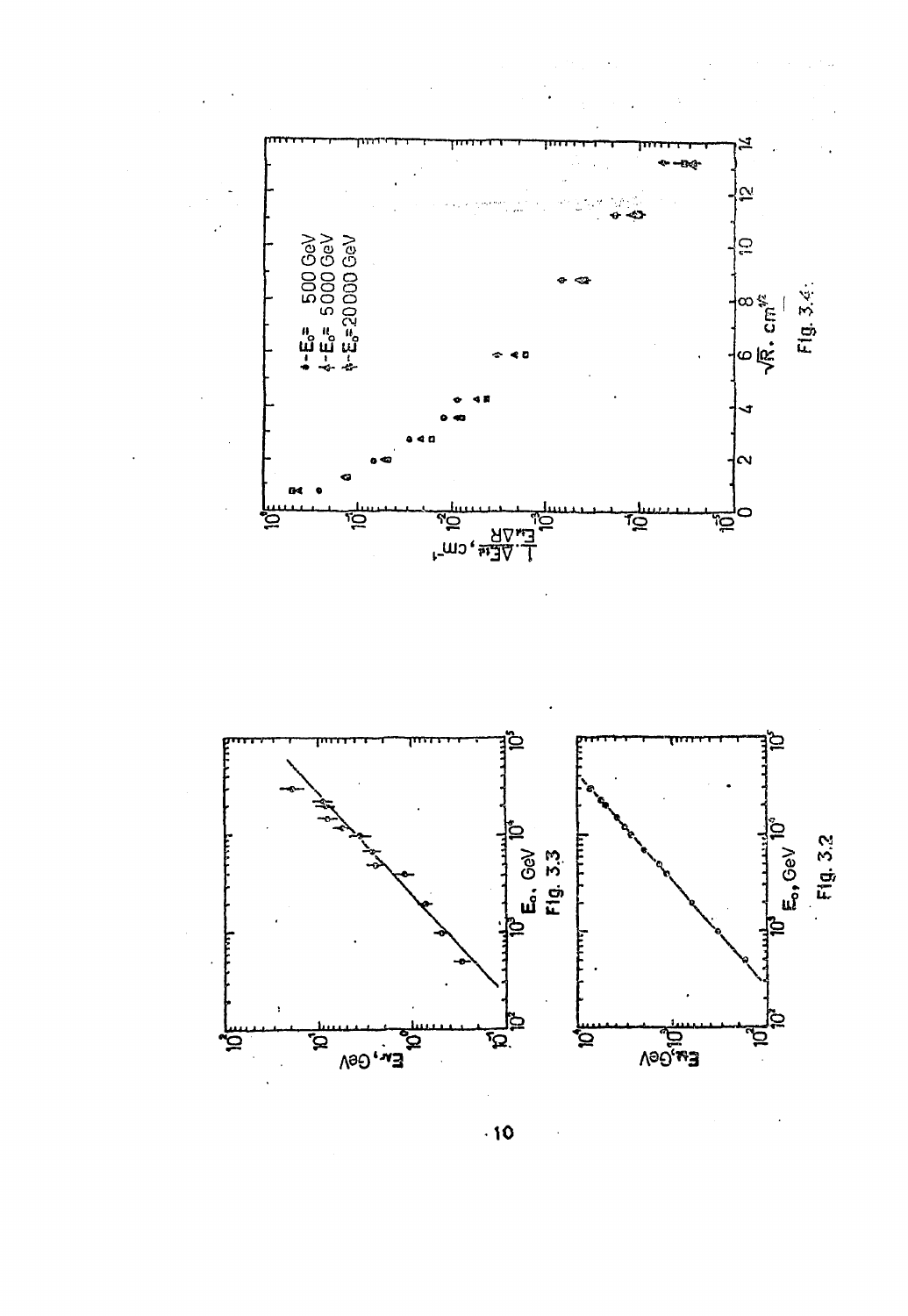$10^{2}$

$10^{1}$

$10^{0}$

$10^{-1}$

$E_{\mu}$, GeV

$10^{2}$ $10^{3}$ $E_{0}$, GeV $10^{4}$ $10^{5}$

Fig. 3.3

$10^{4}$

$E_{M}, 10^{3}$

$E_{M}$,GeV

$10^{2}$

$10^{2}$ $10^{3}$ $E_{0}$, GeV $10^{4}$ $10^{5}$

Fig. 3.2

$\frac{1}{E_{M}}\frac{\Delta E_{M}}{\Delta R}$, cm$^{-1}$

$10^{0}$

$10^{-1}$

$10^{-2}$

$10^{-3}$

$10^{-4}$

$10^{-5}$

$E_{0}$= 500 GeV

$E_{0}$= 5000 GeV

$E_{0}$=20000 GeV

0 2 4 6 8 10 12 14

$\sqrt{R}$, cm$^{1/2}$

Fig. 3.4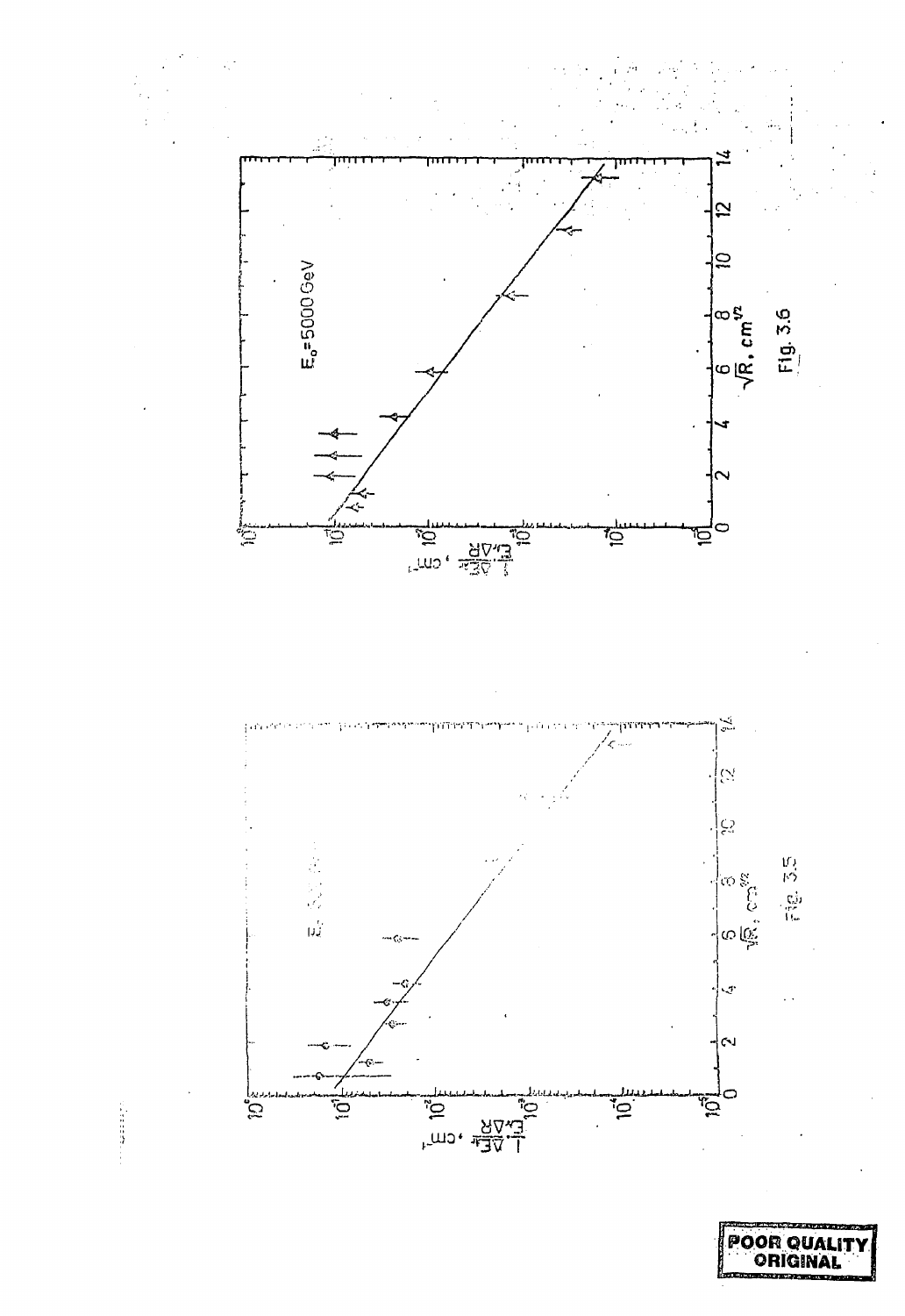$E_o$=5000 GeV

$\frac{1}{E_o}\frac{\Delta E_{ph}}{\Delta R}$, cm$^{-1}$

$10^0$

$10^{-1}$

$10^{-2}$

$10^{-3}$

$10^{-4}$

$10^{-5}$

0 2 4 6 8 10 12 14

$\sqrt{R}$, cm$^{1/2}$

Fig. 3.6

$\frac{1}{E_o}\frac{\Delta E_{ph}}{\Delta R}$, cm$^{-1}$

$10^0$

$10^{-1}$

$10^{-2}$

$10^{-3}$

$10^{-4}$

$10^{-5}$

0 2 4 6 8 10 12 14

$\sqrt{R}$, cm$^{1/2}$

Fig. 3.5

POOR QUALITY ORIGINAL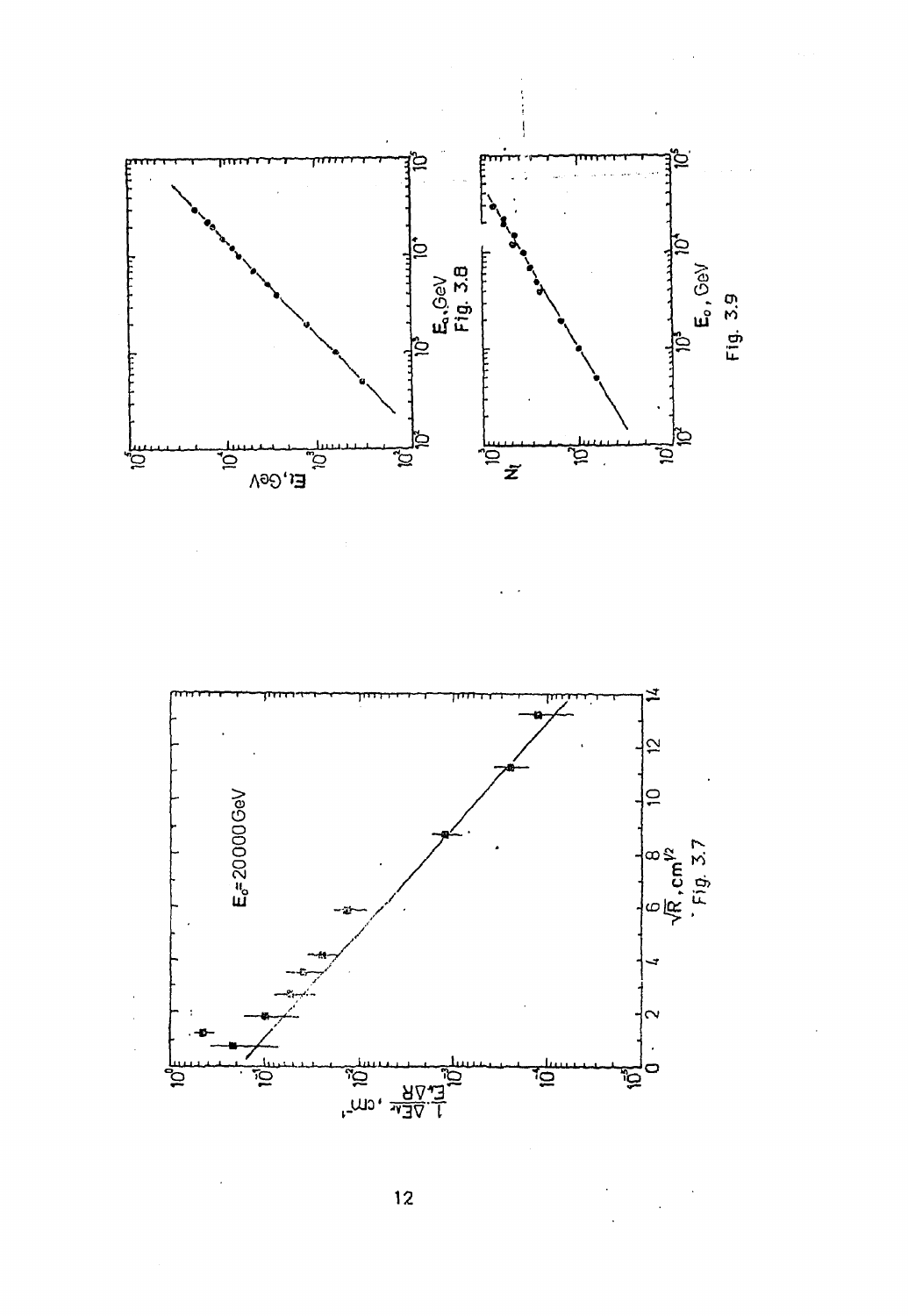$E_0$=20000 GeV

$\frac{1}{E_0}\frac{\Delta E_{e\gamma}}{\Delta R}$, cm$^{-1}$

$10^{0}$ $10^{-1}$ $10^{-2}$ $10^{-3}$ $10^{-4}$ $10^{-5}$

0 2 4 6 8 10 12 14

$\sqrt{R}$, cm$^{1/2}$

Fig. 3.7

$E_\gamma$, GeV

$10^{2}$ $10^{3}$ $10^{4}$ $10^{5}$

$10^{2}$ $10^{3}$ $10^{4}$ $10^{5}$

$E_0$, GeV

Fig. 3.8

$N_\gamma$

$10^{1}$ $10^{2}$ $10^{3}$

$10^{2}$ $10^{3}$ $10^{4}$ $10^{5}$

$E_0$, GeV

Fig. 3.9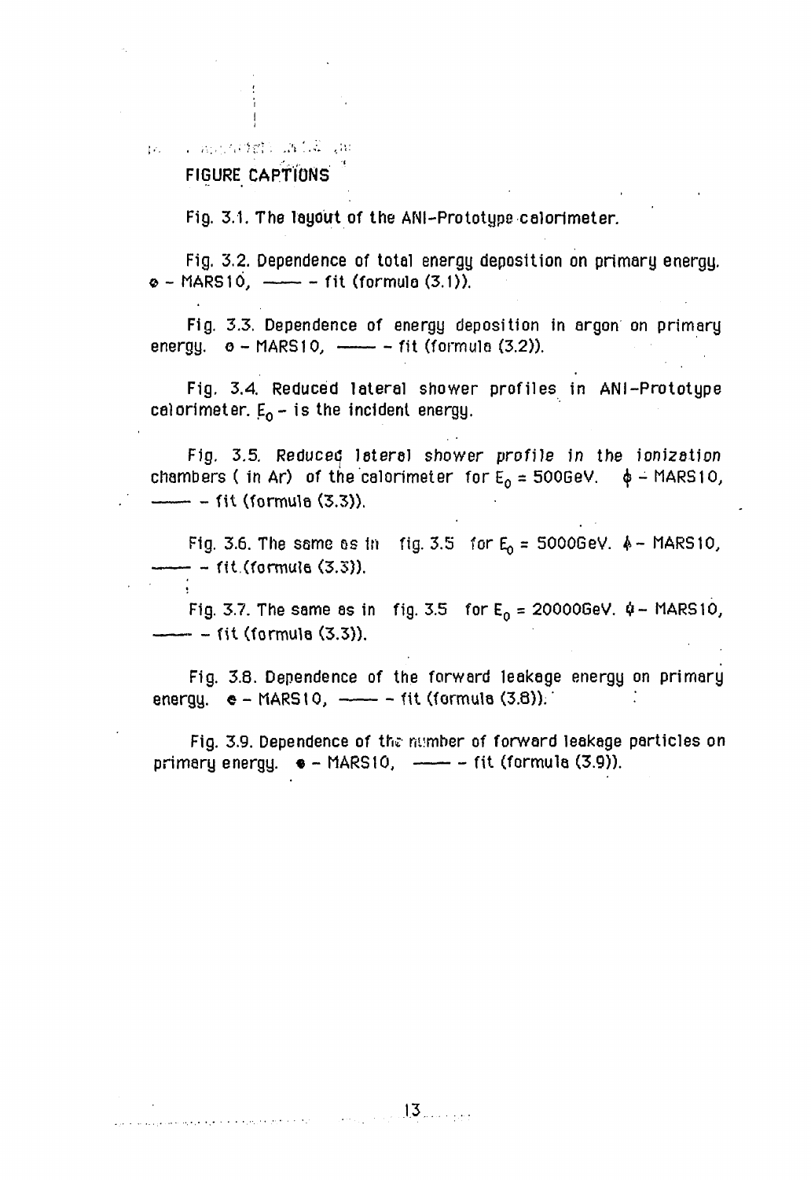## FIGURE CAPTIONS

Fig. 3.1. The layout of the ANI-Prototype calorimeter.

Fig. 3.2. Dependence of total energy deposition on primary energy. ⊚ – MARS10, —— – fit (formula (3.1)).

Fig. 3.3. Dependence of energy deposition in argon on primary energy. ⊚ – MARS10, —— – fit (formula (3.2)).

Fig. 3.4. Reduced lateral shower profiles in ANI-Prototype calorimeter. $E_0$ – is the incident energy.

Fig. 3.5. *Reduced lateral shower profile in the ionization* chambers ( in Ar) of the calorimeter for $E_0$ = 500GeV. ɸ – MARS10, —— – fit (formula (3.3)).

Fig. 3.6. The same as in fig. 3.5 for $E_0$ = 5000GeV. ɸ – MARS10, —— – fit (formula (3.3)).

Fig. 3.7. The same as in fig. 3.5 for $E_0$ = 20000GeV. ɸ – MARS10, —— – fit (formula (3.3)).

Fig. 3.8. Dependence of the forward leakage energy on primary energy. ⊚ – MARS10, —— – fit (formula (3.8)).

Fig. 3.9. Dependence of the number of forward leakage particles on primary energy. ⊚ – MARS10, —— – fit (formula (3.9)).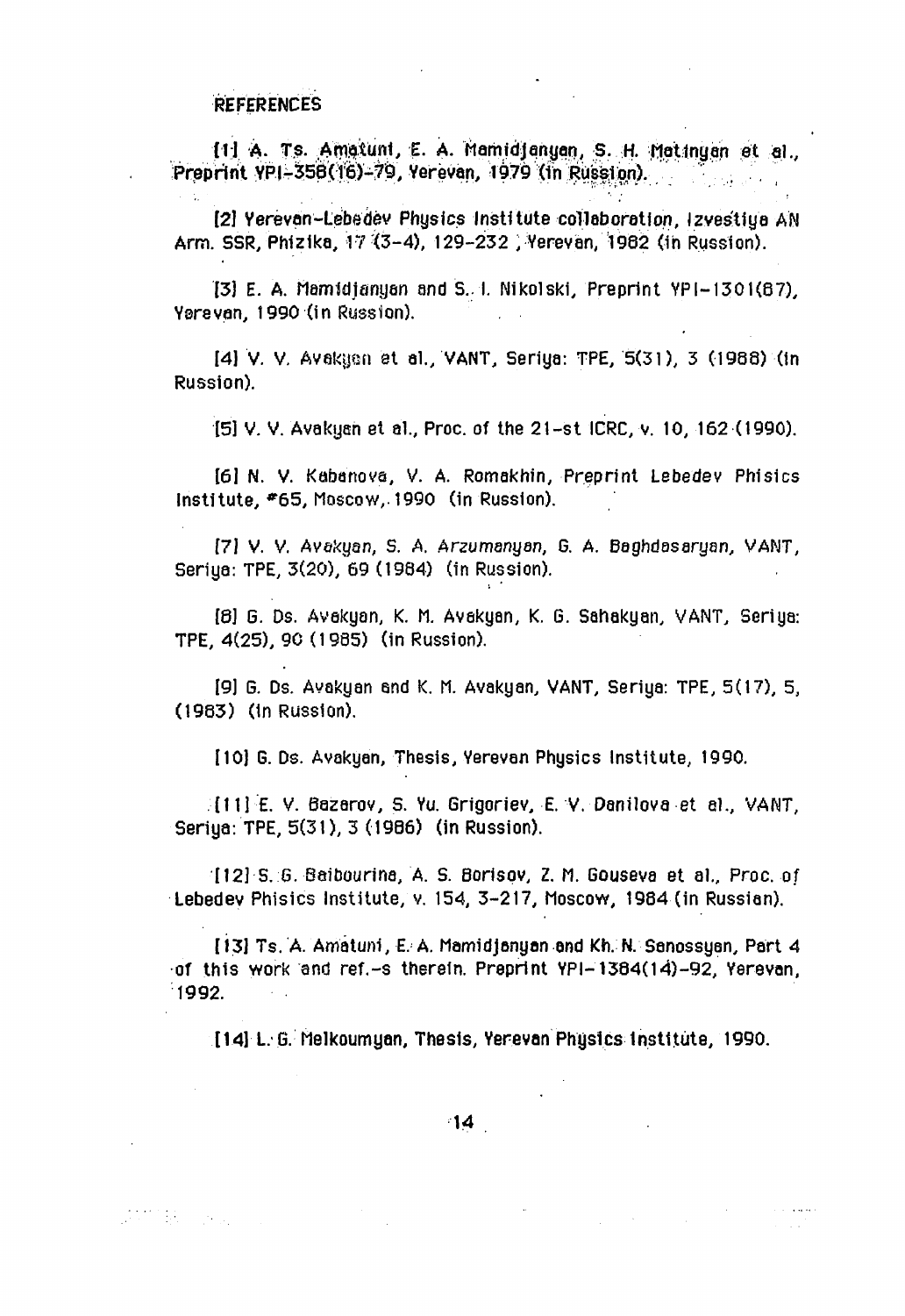## REFERENCES

[1] A. Ts. Amatuni, E. A. Mamidjanyan, S. H. Matinyan et al., Preprint YPI-358(16)-79, Yerevan, 1979 (in Russion).

[2] Yerevan-Lebedev Physics Institute collaboration, Izvestiya AN Arm. SSR, Phizika, 17 (3-4), 129-232 , Yerevan, 1982 (in Russion).

[3] E. A. Mamidjanyan and S. I. Nikolski, Preprint YPI-1301(87), Yerevan, 1990 (in Russion).

[4] V. V. Avakyan et al., VANT, Seriya: TPE, 5(31), 3 (1988) (in Russion).

[5] V. V. Avakyan et al., Proc. of the 21-st ICRC, v. 10, 162 (1990).

[6] N. V. Kabanova, V. A. Romakhin, Preprint Lebedev Phisics Institute, #65, Moscow, 1990 (in Russion).

[7] V. V. Avakyan, S. A. Arzumanyan, G. A. Baghdasaryan, VANT, Seriya: TPE, 3(20), 69 (1984) (in Russion).

[8] G. Ds. Avakyan, K. M. Avakyan, K. G. Sahakyan, VANT, Seriya: TPE, 4(25), 90 (1985) (in Russion).

[9] G. Ds. Avakyan and K. M. Avakyan, VANT, Seriya: TPE, 5(17), 5, (1983) (in Russion).

[10] G. Ds. Avakyan, Thesis, Yerevan Physics Institute, 1990.

[11] E. V. Bazarov, S. Yu. Grigoriev, E. V. Danilova et al., VANT, Seriya: TPE, 5(31), 3 (1986) (in Russion).

[12] S. G. Baibourina, A. S. Borisov, Z. M. Gouseva et al., Proc. of Lebedev Phisics Institute, v. 154, 3-217, Moscow, 1984 (in Russian).

[13] Ts. A. Amatuni, E. A. Mamidjanyan and Kh. N. Sanossyan, Part 4 of this work and ref.-s therein. Preprint YPI-1384(14)-92, Yerevan, 1992.

[14] L. G. Melkoumyan, Thesis, Yerevan Physics Institute, 1990.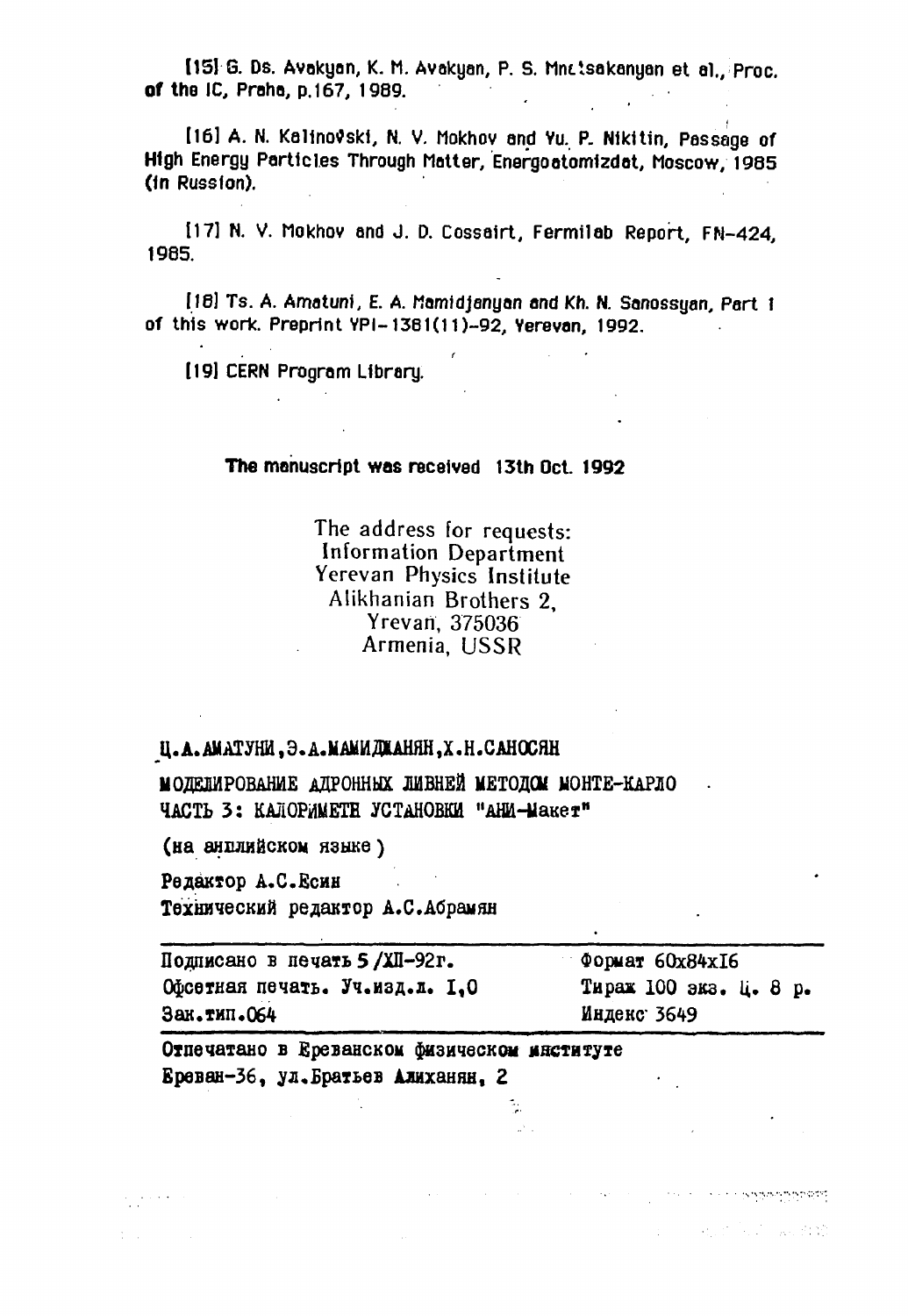[15] G. Ds. Avakyan, K. M. Avakyan, P. S. Mnĉtsakanyan et al., Proc. of the IC, Praha, p.167, 1989.

[16] A. N. Kalinovski, N. V. Mokhov and Yu. P. Nikitin, Passage of High Energy Particles Through Matter, Energoatomizdat, Moscow, 1985 (in Russian).

[17] N. V. Mokhov and J. D. Cossairt, Fermilab Report, FN-424, 1985.

[18] Ts. A. Amatuni, E. A. Mamidjanyan and Kh. N. Sanossyan, Part 1 of this work. Preprint YPI-1381(11)-92, Yerevan, 1992.

[19] CERN Program Library.

**The manuscript was received 13th Oct. 1992**

The address for requests:
Information Department
Yerevan Physics Institute
Alikhanian Brothers 2,
Yrevan, 375036
Armenia, USSR

**Ц.А.АМАТУНИ,Э.А.МАМИДЖАНЯН,Х.Н.САНОСЯН**

**МОДЕЛИРОВАНИЕ АДРОННЫХ ЛИВНЕЙ МЕТОДОМ МОНТЕ-КАРЛО**
**ЧАСТЬ 3: КАЛОРИМЕТЕ УСТАНОВКИ "АНИ-Макет"**

**(на английском языке)**

**Редактор А.С.Есин**
**Технический редактор А.С.Абрамян**

| | |
|---|---|
| Подписано в печать 5/XII-92г. | Формат 60x84x16 |
| Офсетная печать. Уч.изд.л. 1,0 | Тираж 100 экз. Ц. 8 р. |
| Зак.тип.064 | Индекс 3649 |

**Отпечатано в Ереванском физическом институте**
**Ереван-36, ул.Братьев Алиханян, 2**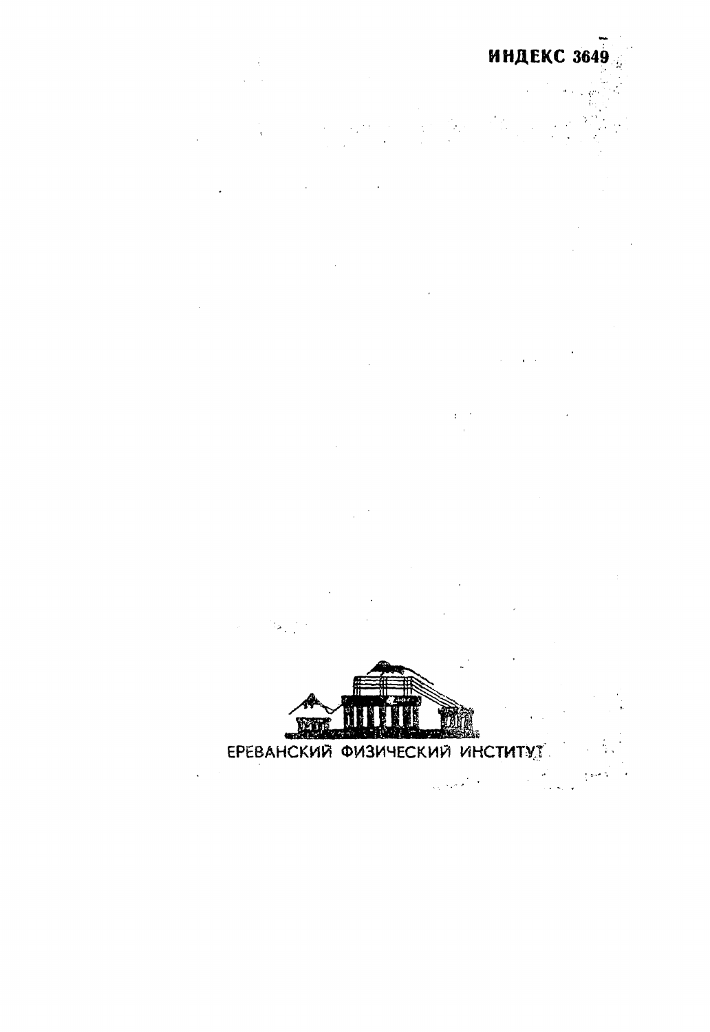**ИНДЕКС 3649**

ЕРЕВАНСКИЙ ФИЗИЧЕСКИЙ ИНСТИТУТ